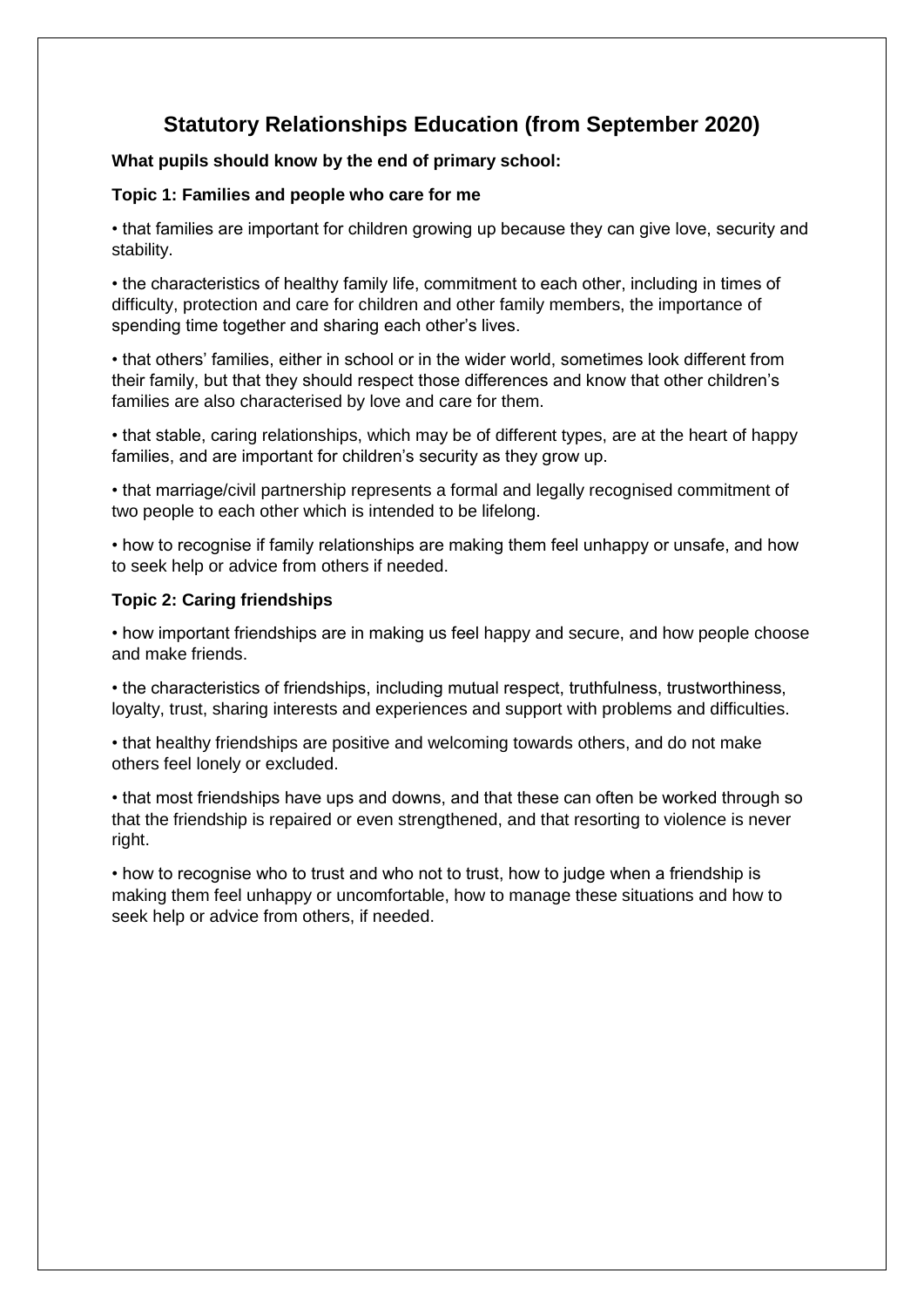# Statutory Relationships Education (from September 2020)

**What pupils should know by the end of primary school:**

**Topic 1: Families and people who care for me**

• that families are important for children growing up because they can give love, security and stability.

• the characteristics of healthy family life, commitment to each other, including in times of difficulty, protection and care for children and other family members, the importance of spending time together and sharing each other's lives.

• that others' families, either in school or in the wider world, sometimes look different from their family, but that they should respect those differences and know that other children's families are also characterised by love and care for them.

• that stable, caring relationships, which may be of different types, are at the heart of happy families, and are important for children's security as they grow up.

• that marriage/civil partnership represents a formal and legally recognised commitment of two people to each other which is intended to be lifelong.

• how to recognise if family relationships are making them feel unhappy or unsafe, and how to seek help or advice from others if needed.

**Topic 2: Caring friendships**

• how important friendships are in making us feel happy and secure, and how people choose and make friends.

• the characteristics of friendships, including mutual respect, truthfulness, trustworthiness, loyalty, trust, sharing interests and experiences and support with problems and difficulties.

• that healthy friendships are positive and welcoming towards others, and do not make others feel lonely or excluded.

• that most friendships have ups and downs, and that these can often be worked through so that the friendship is repaired or even strengthened, and that resorting to violence is never right.

• how to recognise who to trust and who not to trust, how to judge when a friendship is making them feel unhappy or uncomfortable, how to manage these situations and how to seek help or advice from others, if needed.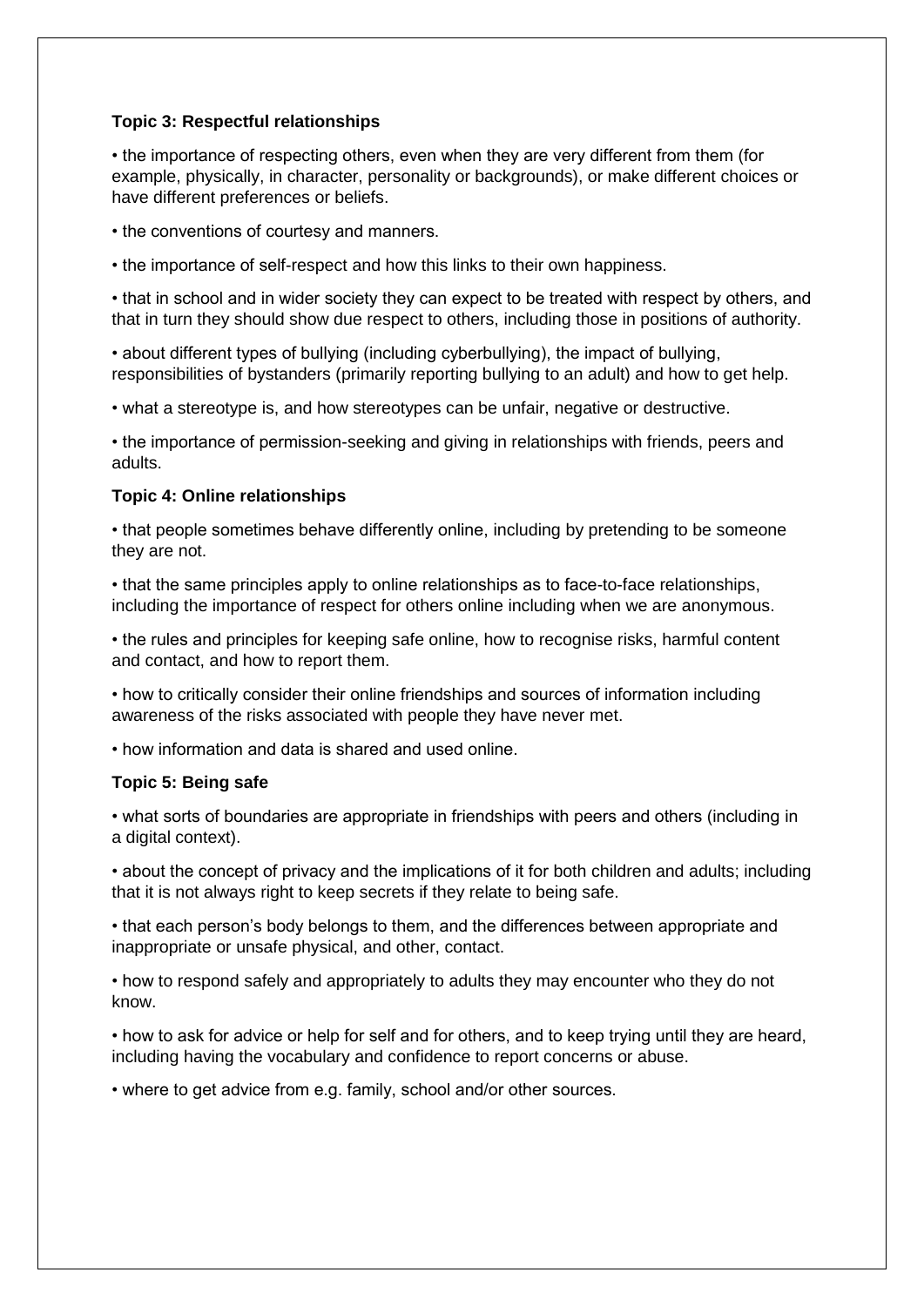**Topic 3: Respectful relationships**

• the importance of respecting others, even when they are very different from them (for example, physically, in character, personality or backgrounds), or make different choices or have different preferences or beliefs.

• the conventions of courtesy and manners.

• the importance of self-respect and how this links to their own happiness.

• that in school and in wider society they can expect to be treated with respect by others, and that in turn they should show due respect to others, including those in positions of authority.

• about different types of bullying (including cyberbullying), the impact of bullying, responsibilities of bystanders (primarily reporting bullying to an adult) and how to get help.

• what a stereotype is, and how stereotypes can be unfair, negative or destructive.

• the importance of permission-seeking and giving in relationships with friends, peers and adults.

**Topic 4: Online relationships**

• that people sometimes behave differently online, including by pretending to be someone they are not.

• that the same principles apply to online relationships as to face-to-face relationships, including the importance of respect for others online including when we are anonymous.

• the rules and principles for keeping safe online, how to recognise risks, harmful content and contact, and how to report them.

• how to critically consider their online friendships and sources of information including awareness of the risks associated with people they have never met.

• how information and data is shared and used online.

**Topic 5: Being safe**

• what sorts of boundaries are appropriate in friendships with peers and others (including in a digital context).

• about the concept of privacy and the implications of it for both children and adults; including that it is not always right to keep secrets if they relate to being safe.

• that each person's body belongs to them, and the differences between appropriate and inappropriate or unsafe physical, and other, contact.

• how to respond safely and appropriately to adults they may encounter who they do not know.

• how to ask for advice or help for self and for others, and to keep trying until they are heard, including having the vocabulary and confidence to report concerns or abuse.

• where to get advice from e.g. family, school and/or other sources.